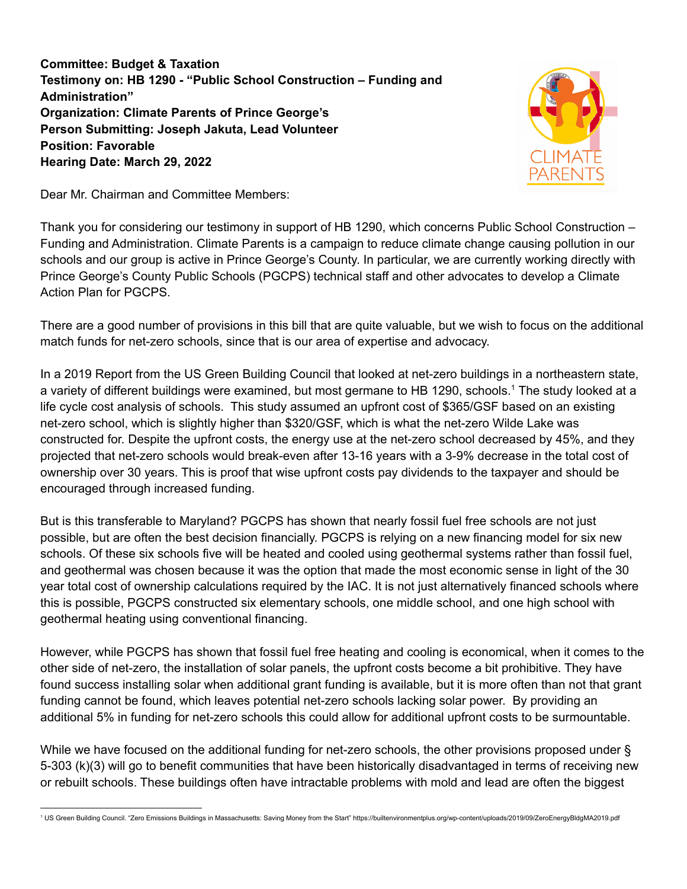**Committee: Budget & Taxation**
**Testimony on: HB 1290 - "Public School Construction – Funding and Administration"**
**Organization: Climate Parents of Prince George's**
**Person Submitting: Joseph Jakuta, Lead Volunteer**
**Position: Favorable**
**Hearing Date: March 29, 2022**

Dear Mr. Chairman and Committee Members:

Thank you for considering our testimony in support of HB 1290, which concerns Public School Construction – Funding and Administration. Climate Parents is a campaign to reduce climate change causing pollution in our schools and our group is active in Prince George's County. In particular, we are currently working directly with Prince George's County Public Schools (PGCPS) technical staff and other advocates to develop a Climate Action Plan for PGCPS.

There are a good number of provisions in this bill that are quite valuable, but we wish to focus on the additional match funds for net-zero schools, since that is our area of expertise and advocacy.

In a 2019 Report from the US Green Building Council that looked at net-zero buildings in a northeastern state, a variety of different buildings were examined, but most germane to HB 1290, schools.[1] The study looked at a life cycle cost analysis of schools. This study assumed an upfront cost of $365/GSF based on an existing net-zero school, which is slightly higher than $320/GSF, which is what the net-zero Wilde Lake was constructed for. Despite the upfront costs, the energy use at the net-zero school decreased by 45%, and they projected that net-zero schools would break-even after 13-16 years with a 3-9% decrease in the total cost of ownership over 30 years. This is proof that wise upfront costs pay dividends to the taxpayer and should be encouraged through increased funding.

But is this transferable to Maryland? PGCPS has shown that nearly fossil fuel free schools are not just possible, but are often the best decision financially. PGCPS is relying on a new financing model for six new schools. Of these six schools five will be heated and cooled using geothermal systems rather than fossil fuel, and geothermal was chosen because it was the option that made the most economic sense in light of the 30 year total cost of ownership calculations required by the IAC. It is not just alternatively financed schools where this is possible, PGCPS constructed six elementary schools, one middle school, and one high school with geothermal heating using conventional financing.

However, while PGCPS has shown that fossil fuel free heating and cooling is economical, when it comes to the other side of net-zero, the installation of solar panels, the upfront costs become a bit prohibitive. They have found success installing solar when additional grant funding is available, but it is more often than not that grant funding cannot be found, which leaves potential net-zero schools lacking solar power. By providing an additional 5% in funding for net-zero schools this could allow for additional upfront costs to be surmountable.

While we have focused on the additional funding for net-zero schools, the other provisions proposed under § 5-303 (k)(3) will go to benefit communities that have been historically disadvantaged in terms of receiving new or rebuilt schools. These buildings often have intractable problems with mold and lead are often the biggest

[1] US Green Building Council. "Zero Emissions Buildings in Massachusetts: Saving Money from the Start" https://builtenvironmentplus.org/wp-content/uploads/2019/09/ZeroEnergyBldgMA2019.pdf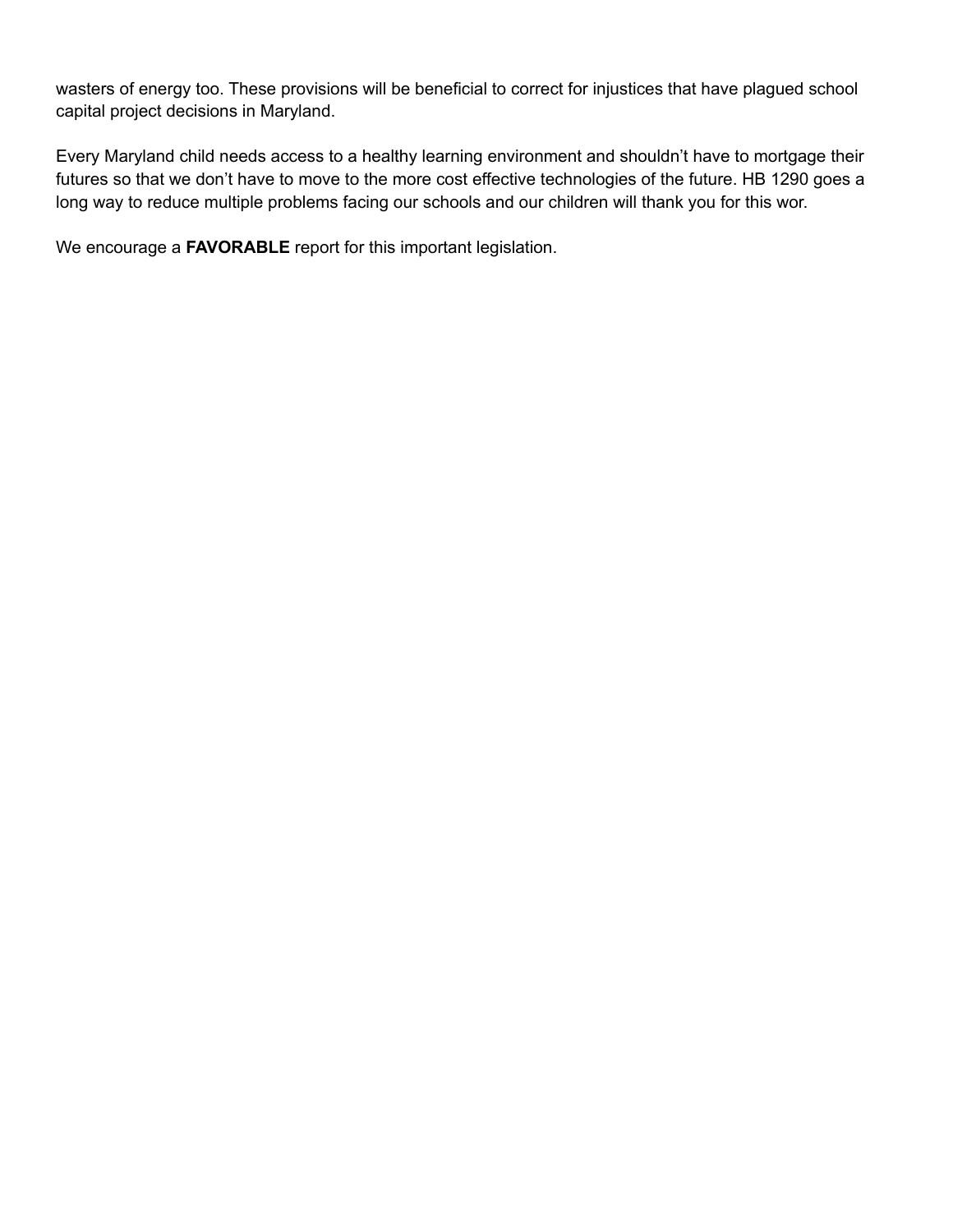wasters of energy too. These provisions will be beneficial to correct for injustices that have plagued school capital project decisions in Maryland.

Every Maryland child needs access to a healthy learning environment and shouldn't have to mortgage their futures so that we don't have to move to the more cost effective technologies of the future. HB 1290 goes a long way to reduce multiple problems facing our schools and our children will thank you for this wor.

We encourage a **FAVORABLE** report for this important legislation.